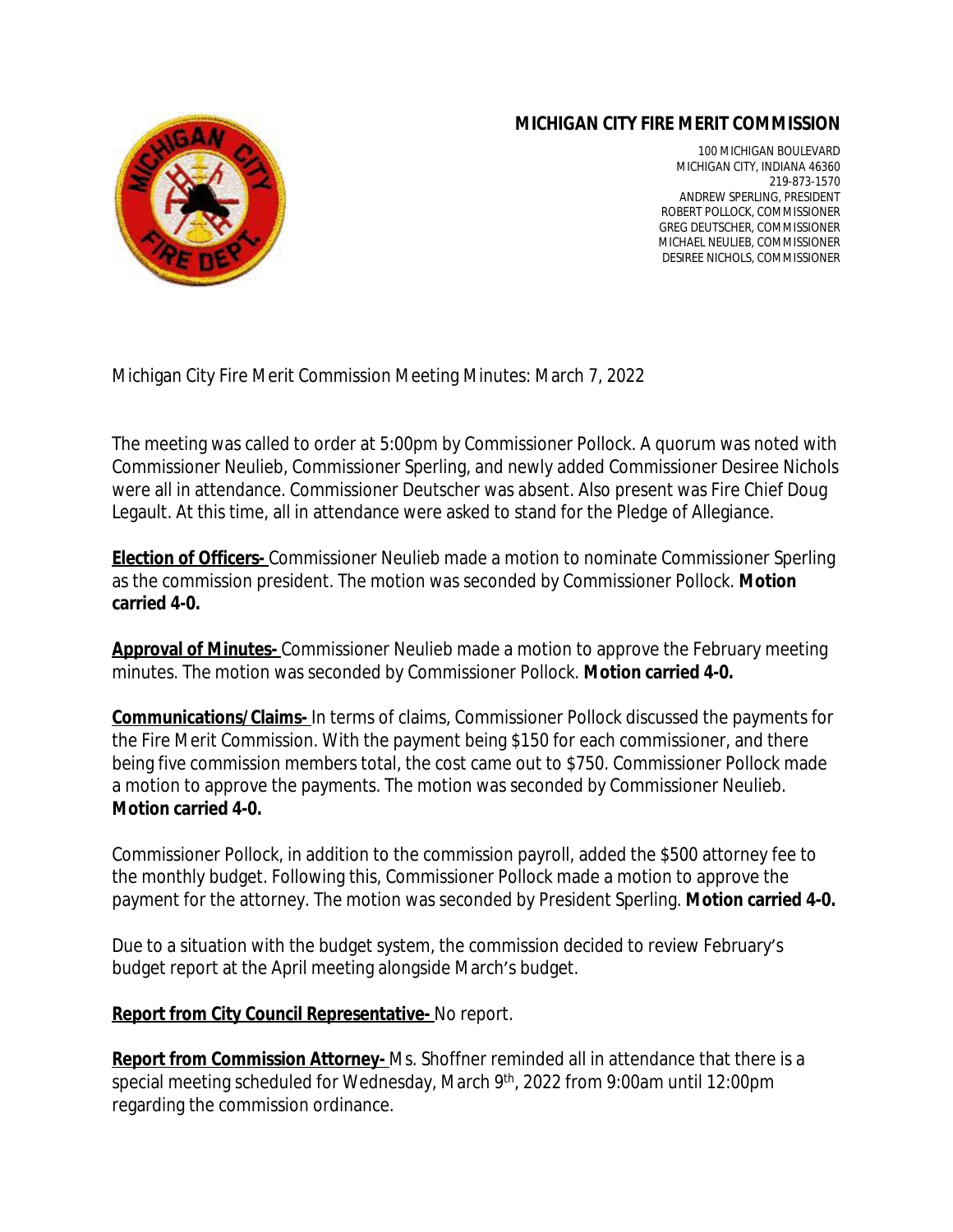# MICHIGAN CITY FIRE MERIT COMMISSION

100 MICHIGAN BOULEVARD
MICHIGAN CITY, INDIANA 46360
219-873-1570
ANDREW SPERLING, PRESIDENT
ROBERT POLLOCK, COMMISSIONER
GREG DEUTSCHER, COMMISSIONER
MICHAEL NEULIEB, COMMISSIONER
DESIREE NICHOLS, COMMISSIONER

Michigan City Fire Merit Commission Meeting Minutes: March 7, 2022

The meeting was called to order at 5:00pm by Commissioner Pollock. A quorum was noted with Commissioner Neulieb, Commissioner Sperling, and newly added Commissioner Desiree Nichols were all in attendance. Commissioner Deutscher was absent. Also present was Fire Chief Doug Legault. At this time, all in attendance were asked to stand for the Pledge of Allegiance.

**Election of Officers-** Commissioner Neulieb made a motion to nominate Commissioner Sperling as the commission president. The motion was seconded by Commissioner Pollock. **Motion carried 4-0.**

**Approval of Minutes-** Commissioner Neulieb made a motion to approve the February meeting minutes. The motion was seconded by Commissioner Pollock. **Motion carried 4-0.**

**Communications/Claims-** In terms of claims, Commissioner Pollock discussed the payments for the Fire Merit Commission. With the payment being $150 for each commissioner, and there being five commission members total, the cost came out to $750. Commissioner Pollock made a motion to approve the payments. The motion was seconded by Commissioner Neulieb. **Motion carried 4-0.**

Commissioner Pollock, in addition to the commission payroll, added the $500 attorney fee to the monthly budget. Following this, Commissioner Pollock made a motion to approve the payment for the attorney. The motion was seconded by President Sperling. **Motion carried 4-0.**

Due to a situation with the budget system, the commission decided to review February's budget report at the April meeting alongside March's budget.

**Report from City Council Representative-** No report.

**Report from Commission Attorney-** Ms. Shoffner reminded all in attendance that there is a special meeting scheduled for Wednesday, March 9th, 2022 from 9:00am until 12:00pm regarding the commission ordinance.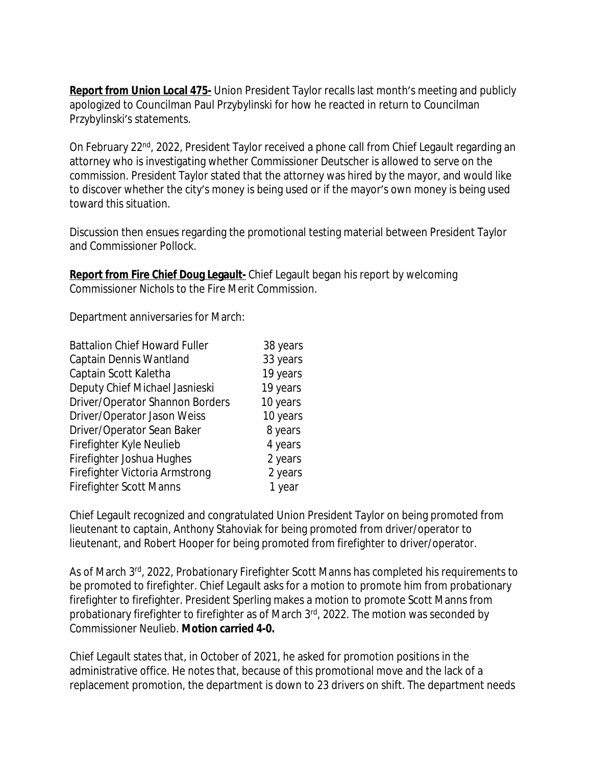**Report from Union Local 475-** Union President Taylor recalls last month's meeting and publicly apologized to Councilman Paul Przybylinski for how he reacted in return to Councilman Przybylinski's statements.

On February 22nd, 2022, President Taylor received a phone call from Chief Legault regarding an attorney who is investigating whether Commissioner Deutscher is allowed to serve on the commission. President Taylor stated that the attorney was hired by the mayor, and would like to discover whether the city's money is being used or if the mayor's own money is being used toward this situation.

Discussion then ensues regarding the promotional testing material between President Taylor and Commissioner Pollock.

**Report from Fire Chief Doug Legault-** Chief Legault began his report by welcoming Commissioner Nichols to the Fire Merit Commission.

Department anniversaries for March:

| | |
|---|---|
| Battalion Chief Howard Fuller | 38 years |
| Captain Dennis Wantland | 33 years |
| Captain Scott Kaletha | 19 years |
| Deputy Chief Michael Jasnieski | 19 years |
| Driver/Operator Shannon Borders | 10 years |
| Driver/Operator Jason Weiss | 10 years |
| Driver/Operator Sean Baker | 8 years |
| Firefighter Kyle Neulieb | 4 years |
| Firefighter Joshua Hughes | 2 years |
| Firefighter Victoria Armstrong | 2 years |
| Firefighter Scott Manns | 1 year |

Chief Legault recognized and congratulated Union President Taylor on being promoted from lieutenant to captain, Anthony Stahoviak for being promoted from driver/operator to lieutenant, and Robert Hooper for being promoted from firefighter to driver/operator.

As of March 3rd, 2022, Probationary Firefighter Scott Manns has completed his requirements to be promoted to firefighter. Chief Legault asks for a motion to promote him from probationary firefighter to firefighter. President Sperling makes a motion to promote Scott Manns from probationary firefighter to firefighter as of March 3rd, 2022. The motion was seconded by Commissioner Neulieb. **Motion carried 4-0.**

Chief Legault states that, in October of 2021, he asked for promotion positions in the administrative office. He notes that, because of this promotional move and the lack of a replacement promotion, the department is down to 23 drivers on shift. The department needs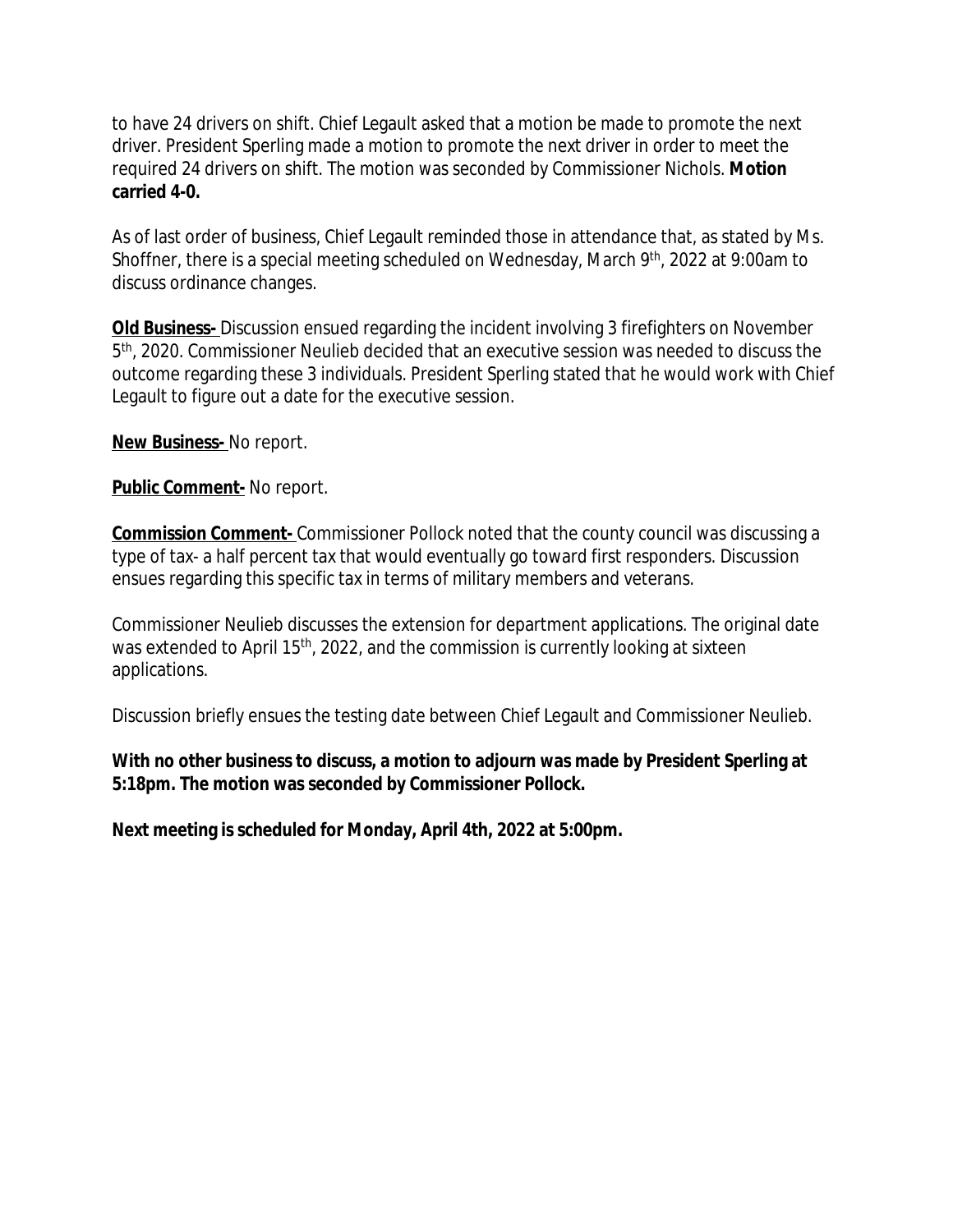to have 24 drivers on shift. Chief Legault asked that a motion be made to promote the next driver. President Sperling made a motion to promote the next driver in order to meet the required 24 drivers on shift. The motion was seconded by Commissioner Nichols. **Motion carried 4-0.**

As of last order of business, Chief Legault reminded those in attendance that, as stated by Ms. Shoffner, there is a special meeting scheduled on Wednesday, March 9th, 2022 at 9:00am to discuss ordinance changes.

**Old Business-** Discussion ensued regarding the incident involving 3 firefighters on November 5th, 2020. Commissioner Neulieb decided that an executive session was needed to discuss the outcome regarding these 3 individuals. President Sperling stated that he would work with Chief Legault to figure out a date for the executive session.

**New Business-** No report.

**Public Comment-** No report.

**Commission Comment-** Commissioner Pollock noted that the county council was discussing a type of tax- a half percent tax that would eventually go toward first responders. Discussion ensues regarding this specific tax in terms of military members and veterans.

Commissioner Neulieb discusses the extension for department applications. The original date was extended to April 15th, 2022, and the commission is currently looking at sixteen applications.

Discussion briefly ensues the testing date between Chief Legault and Commissioner Neulieb.

**With no other business to discuss, a motion to adjourn was made by President Sperling at 5:18pm. The motion was seconded by Commissioner Pollock.**

**Next meeting is scheduled for Monday, April 4th, 2022 at 5:00pm.**